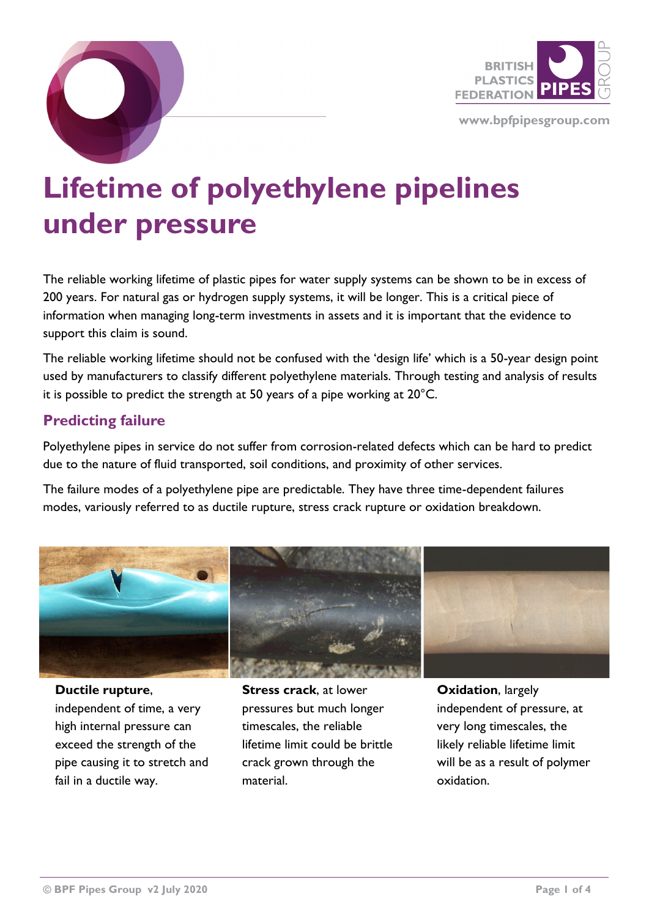# Lifetime of polyethylene pipelines under pressure

The reliable working lifetime of plastic pipes for water supply systems can be shown to be in excess of 200 years. For natural gas or hydrogen supply systems, it will be longer. This is a critical piece of information when managing long-term investments in assets and it is important that the evidence to support this claim is sound.

The reliable working lifetime should not be confused with the 'design life' which is a 50-year design point used by manufacturers to classify different polyethylene materials. Through testing and analysis of results it is possible to predict the strength at 50 years of a pipe working at 20°C.

## Predicting failure

Polyethylene pipes in service do not suffer from corrosion-related defects which can be hard to predict due to the nature of fluid transported, soil conditions, and proximity of other services.

The failure modes of a polyethylene pipe are predictable. They have three time-dependent failures modes, variously referred to as ductile rupture, stress crack rupture or oxidation breakdown.

**Ductile rupture**, independent of time, a very high internal pressure can exceed the strength of the pipe causing it to stretch and fail in a ductile way.

**Stress crack**, at lower pressures but much longer timescales, the reliable lifetime limit could be brittle crack grown through the material.

**Oxidation**, largely independent of pressure, at very long timescales, the likely reliable lifetime limit will be as a result of polymer oxidation.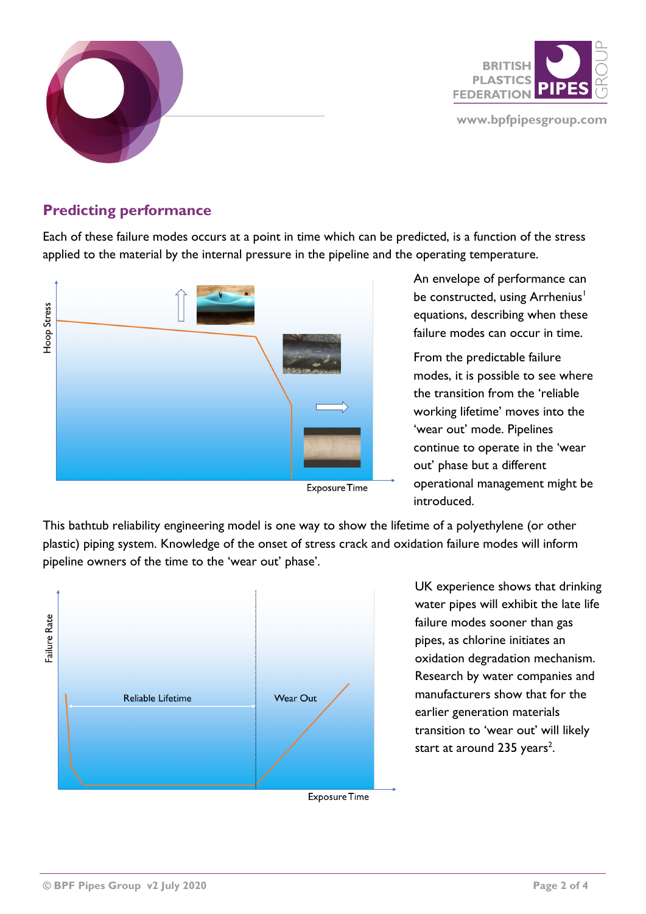## Predicting performance

Each of these failure modes occurs at a point in time which can be predicted, is a function of the stress applied to the material by the internal pressure in the pipeline and the operating temperature.

Hoop Stress

Exposure Time

An envelope of performance can be constructed, using Arrhenius[1] equations, describing when these failure modes can occur in time.

From the predictable failure modes, it is possible to see where the transition from the 'reliable working lifetime' moves into the 'wear out' mode. Pipelines continue to operate in the 'wear out' phase but a different operational management might be introduced.

This bathtub reliability engineering model is one way to show the lifetime of a polyethylene (or other plastic) piping system. Knowledge of the onset of stress crack and oxidation failure modes will inform pipeline owners of the time to the 'wear out' phase'.

Failure Rate

Reliable Lifetime

Wear Out

Exposure Time

UK experience shows that drinking water pipes will exhibit the late life failure modes sooner than gas pipes, as chlorine initiates an oxidation degradation mechanism. Research by water companies and manufacturers show that for the earlier generation materials transition to 'wear out' will likely start at around 235 years[2].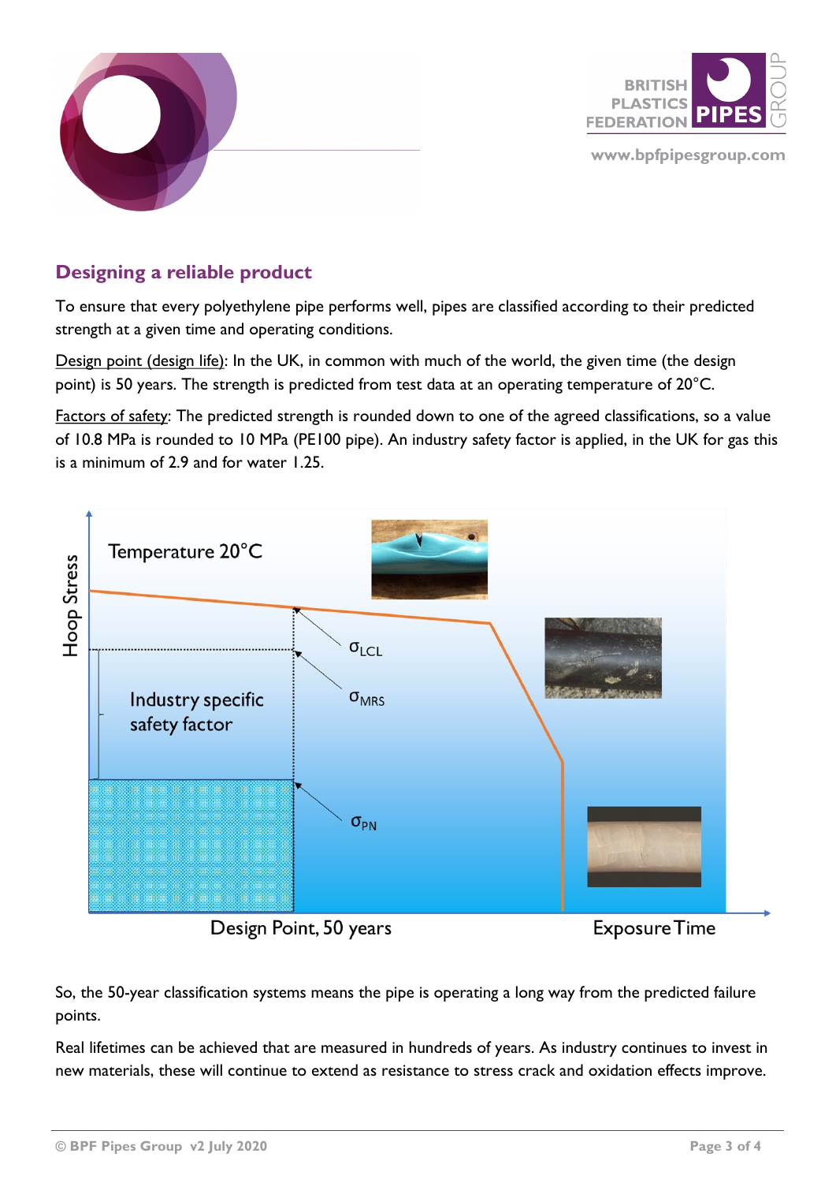## Designing a reliable product

To ensure that every polyethylene pipe performs well, pipes are classified according to their predicted strength at a given time and operating conditions.

Design point (design life): In the UK, in common with much of the world, the given time (the design point) is 50 years. The strength is predicted from test data at an operating temperature of 20°C.

Factors of safety: The predicted strength is rounded down to one of the agreed classifications, so a value of 10.8 MPa is rounded to 10 MPa (PE100 pipe). An industry safety factor is applied, in the UK for gas this is a minimum of 2.9 and for water 1.25.

Temperature 20°C

Hoop Stress

$\sigma_{LCL}$

$\sigma_{MRS}$

Industry specific safety factor

$\sigma_{PN}$

Design Point, 50 years

Exposure Time

So, the 50-year classification systems means the pipe is operating a long way from the predicted failure points.

Real lifetimes can be achieved that are measured in hundreds of years. As industry continues to invest in new materials, these will continue to extend as resistance to stress crack and oxidation effects improve.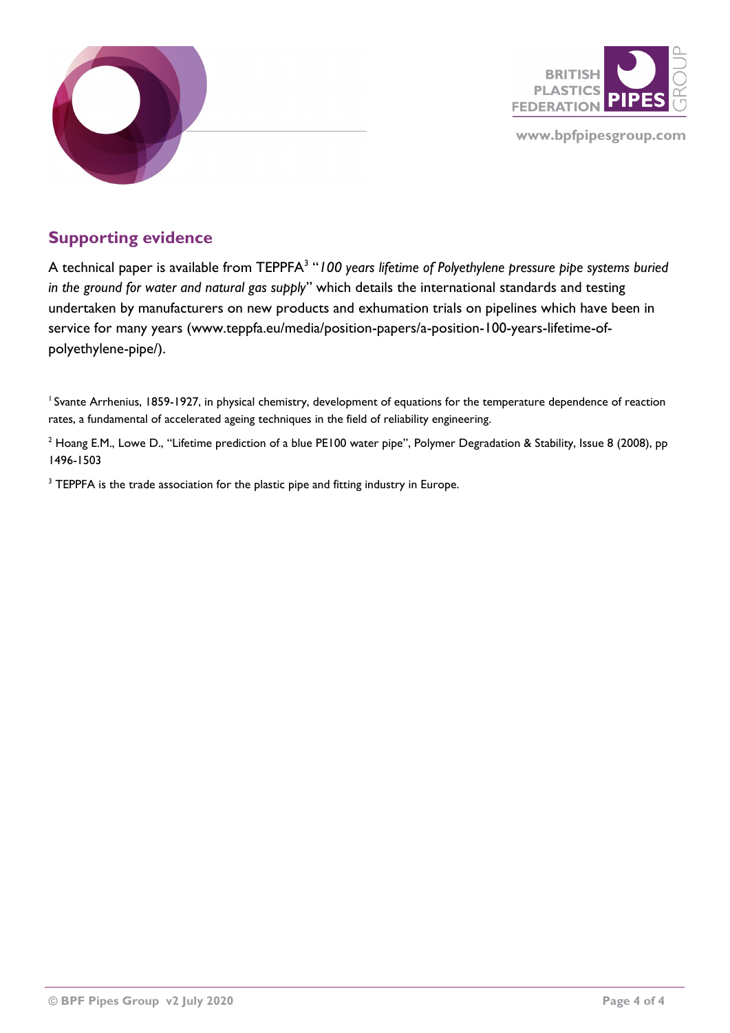## Supporting evidence

A technical paper is available from TEPPFA[3] "*100 years lifetime of Polyethylene pressure pipe systems buried in the ground for water and natural gas supply*" which details the international standards and testing undertaken by manufacturers on new products and exhumation trials on pipelines which have been in service for many years (www.teppfa.eu/media/position-papers/a-position-100-years-lifetime-of-polyethylene-pipe/).

[1] Svante Arrhenius, 1859-1927, in physical chemistry, development of equations for the temperature dependence of reaction rates, a fundamental of accelerated ageing techniques in the field of reliability engineering.

[2] Hoang E.M., Lowe D., "Lifetime prediction of a blue PE100 water pipe", Polymer Degradation & Stability, Issue 8 (2008), pp 1496-1503

[3] TEPPFA is the trade association for the plastic pipe and fitting industry in Europe.